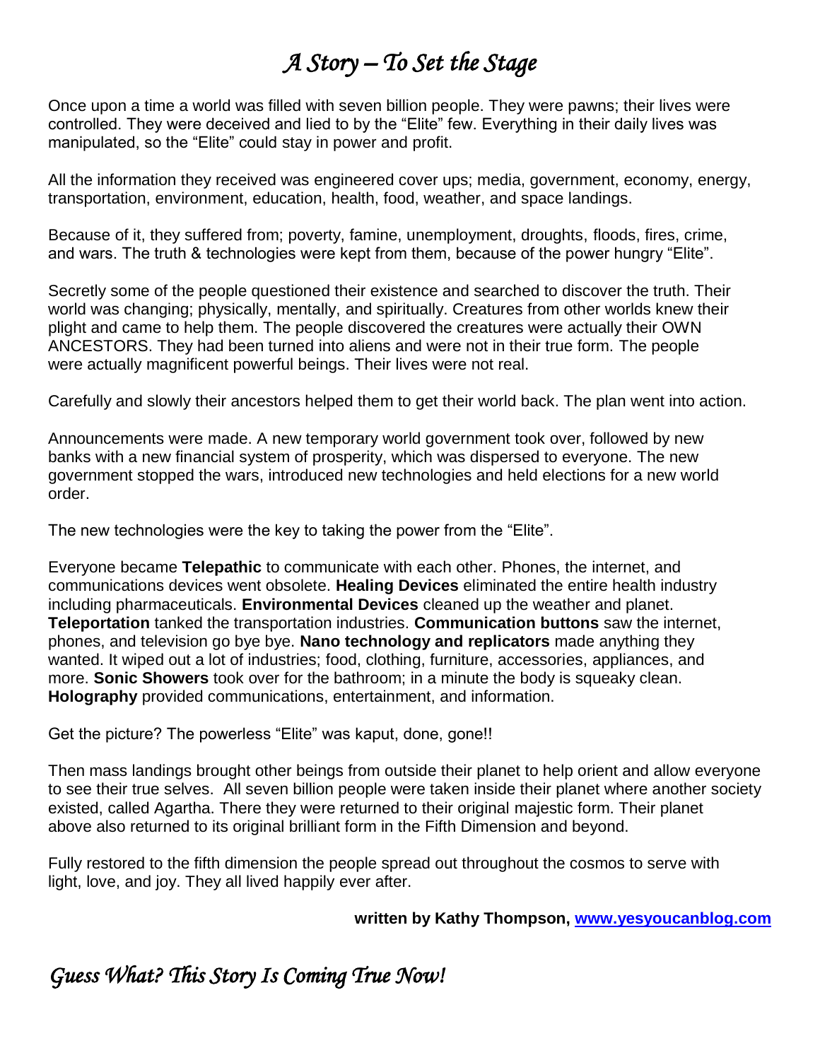# *A Story – To Set the Stage*

Once upon a time a world was filled with seven billion people. They were pawns; their lives were controlled. They were deceived and lied to by the "Elite" few. Everything in their daily lives was manipulated, so the "Elite" could stay in power and profit.

All the information they received was engineered cover ups; media, government, economy, energy, transportation, environment, education, health, food, weather, and space landings.

Because of it, they suffered from; poverty, famine, unemployment, droughts, floods, fires, crime, and wars. The truth & technologies were kept from them, because of the power hungry "Elite".

Secretly some of the people questioned their existence and searched to discover the truth. Their world was changing; physically, mentally, and spiritually. Creatures from other worlds knew their plight and came to help them. The people discovered the creatures were actually their OWN ANCESTORS. They had been turned into aliens and were not in their true form. The people were actually magnificent powerful beings. Their lives were not real.

Carefully and slowly their ancestors helped them to get their world back. The plan went into action.

Announcements were made. A new temporary world government took over, followed by new banks with a new financial system of prosperity, which was dispersed to everyone. The new government stopped the wars, introduced new technologies and held elections for a new world order.

The new technologies were the key to taking the power from the "Elite".

Everyone became **Telepathic** to communicate with each other. Phones, the internet, and communications devices went obsolete. **Healing Devices** eliminated the entire health industry including pharmaceuticals. **Environmental Devices** cleaned up the weather and planet. **Teleportation** tanked the transportation industries. **Communication buttons** saw the internet, phones, and television go bye bye. **Nano technology and replicators** made anything they wanted. It wiped out a lot of industries; food, clothing, furniture, accessories, appliances, and more. **Sonic Showers** took over for the bathroom; in a minute the body is squeaky clean. **Holography** provided communications, entertainment, and information.

Get the picture? The powerless "Elite" was kaput, done, gone!!

Then mass landings brought other beings from outside their planet to help orient and allow everyone to see their true selves. All seven billion people were taken inside their planet where another society existed, called Agartha. There they were returned to their original majestic form. Their planet above also returned to its original brilliant form in the Fifth Dimension and beyond.

Fully restored to the fifth dimension the people spread out throughout the cosmos to serve with light, love, and joy. They all lived happily ever after.

**written by Kathy Thompson, [www.yesyoucanblog.com](www.yesyoucanblog.com)**

## *Guess What? This Story Is Coming True Now!*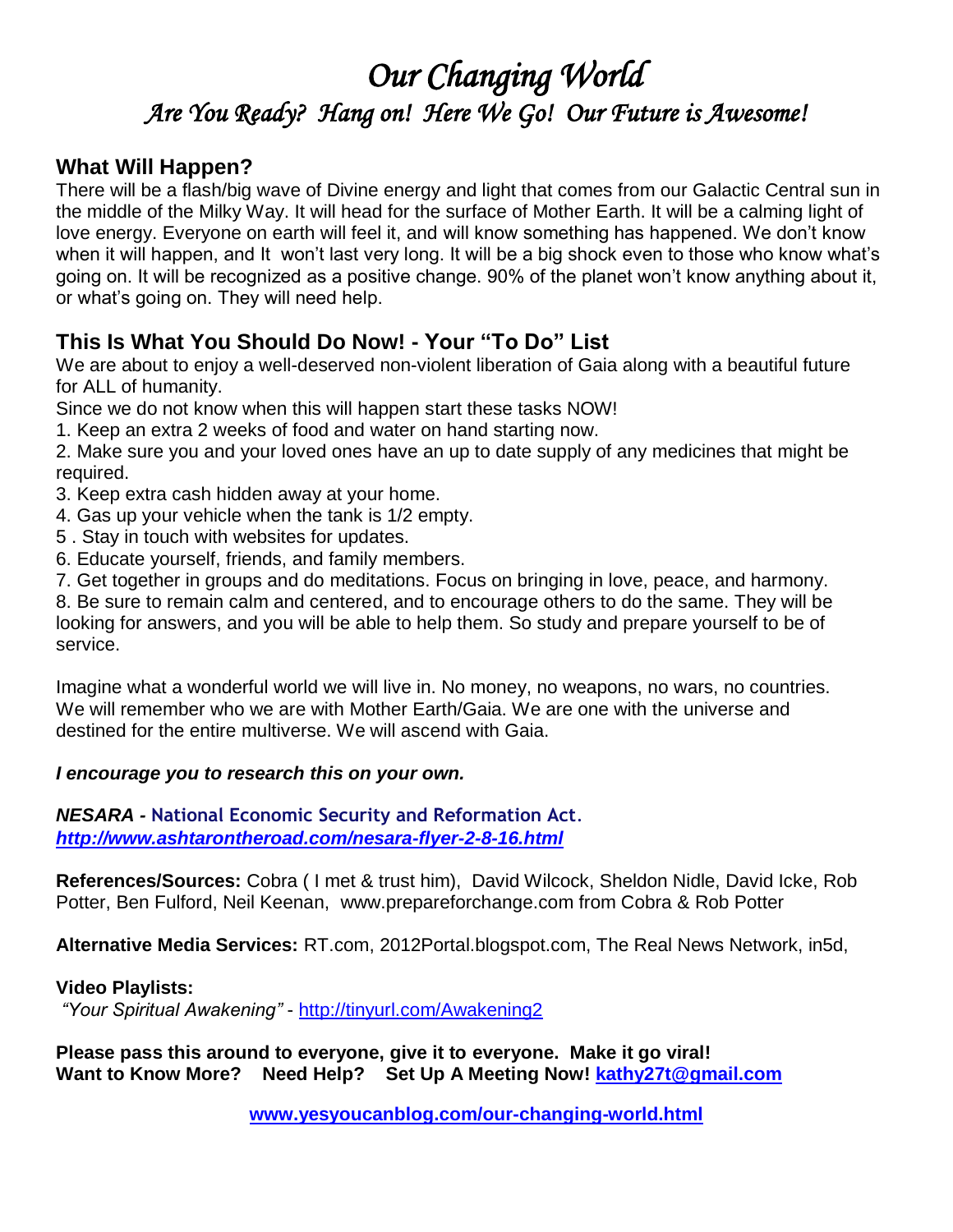# *Our Changing World*

## *Are You Ready? Hang on! Here We Go! Our Future is Awesome!*

## What Will Happen?

There will be a flash/big wave of Divine energy and light that comes from our Galactic Central sun in the middle of the Milky Way. It will head for the surface of Mother Earth. It will be a calming light of love energy. Everyone on earth will feel it, and will know something has happened. We don't know when it will happen, and It won't last very long. It will be a big shock even to those who know what's going on. It will be recognized as a positive change. 90% of the planet won't know anything about it, or what's going on. They will need help.

## This Is What You Should Do Now! - Your "To Do" List

We are about to enjoy a well-deserved non-violent liberation of Gaia along with a beautiful future for ALL of humanity.

Since we do not know when this will happen start these tasks NOW!

1. Keep an extra 2 weeks of food and water on hand starting now.
2. Make sure you and your loved ones have an up to date supply of any medicines that might be required.
3. Keep extra cash hidden away at your home.
4. Gas up your vehicle when the tank is 1/2 empty.
5. Stay in touch with websites for updates.
6. Educate yourself, friends, and family members.
7. Get together in groups and do meditations. Focus on bringing in love, peace, and harmony.
8. Be sure to remain calm and centered, and to encourage others to do the same. They will be looking for answers, and you will be able to help them. So study and prepare yourself to be of service.

Imagine what a wonderful world we will live in. No money, no weapons, no wars, no countries. We will remember who we are with Mother Earth/Gaia. We are one with the universe and destined for the entire multiverse. We will ascend with Gaia.

***I encourage you to research this on your own.***

***NESARA -*** **National Economic Security and Reformation Act.**
***http://www.ashtarontheroad.com/nesara-flyer-2-8-16.html***

**References/Sources:** Cobra ( I met & trust him), David Wilcock, Sheldon Nidle, David Icke, Rob Potter, Ben Fulford, Neil Keenan, www.prepareforchange.com from Cobra & Rob Potter

**Alternative Media Services:** RT.com, 2012Portal.blogspot.com, The Real News Network, in5d,

**Video Playlists:**
*"Your Spiritual Awakening"* - http://tinyurl.com/Awakening2

**Please pass this around to everyone, give it to everyone. Make it go viral!**
**Want to Know More? Need Help? Set Up A Meeting Now! kathy27t@gmail.com**

**www.yesyoucanblog.com/our-changing-world.html**